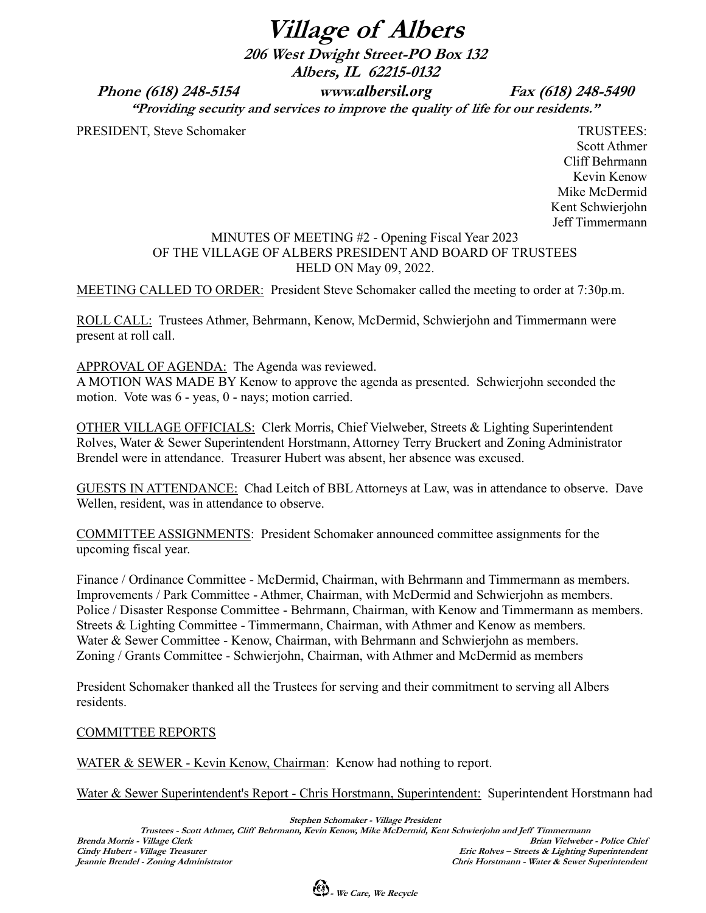# Village of Albers

**206 West Dwight Street-PO Box 132**
**Albers, IL 62215-0132**

**Phone (618) 248-5154** **www.albersil.org** **Fax (618) 248-5490**

***"Providing security and services to improve the quality of life for our residents."***

PRESIDENT, Steve Schomaker

TRUSTEES:
Scott Athmer
Cliff Behrmann
Kevin Kenow
Mike McDermid
Kent Schwierjohn
Jeff Timmermann

MINUTES OF MEETING #2 - Opening Fiscal Year 2023
OF THE VILLAGE OF ALBERS PRESIDENT AND BOARD OF TRUSTEES
HELD ON May 09, 2022.

MEETING CALLED TO ORDER: President Steve Schomaker called the meeting to order at 7:30p.m.

ROLL CALL: Trustees Athmer, Behrmann, Kenow, McDermid, Schwierjohn and Timmermann were present at roll call.

APPROVAL OF AGENDA: The Agenda was reviewed.
A MOTION WAS MADE BY Kenow to approve the agenda as presented. Schwierjohn seconded the motion. Vote was 6 - yeas, 0 - nays; motion carried.

OTHER VILLAGE OFFICIALS: Clerk Morris, Chief Vielweber, Streets & Lighting Superintendent Rolves, Water & Sewer Superintendent Horstmann, Attorney Terry Bruckert and Zoning Administrator Brendel were in attendance. Treasurer Hubert was absent, her absence was excused.

GUESTS IN ATTENDANCE: Chad Leitch of BBL Attorneys at Law, was in attendance to observe. Dave Wellen, resident, was in attendance to observe.

COMMITTEE ASSIGNMENTS: President Schomaker announced committee assignments for the upcoming fiscal year.

Finance / Ordinance Committee - McDermid, Chairman, with Behrmann and Timmermann as members.
Improvements / Park Committee - Athmer, Chairman, with McDermid and Schwierjohn as members.
Police / Disaster Response Committee - Behrmann, Chairman, with Kenow and Timmermann as members.
Streets & Lighting Committee - Timmermann, Chairman, with Athmer and Kenow as members.
Water & Sewer Committee - Kenow, Chairman, with Behrmann and Schwierjohn as members.
Zoning / Grants Committee - Schwierjohn, Chairman, with Athmer and McDermid as members

President Schomaker thanked all the Trustees for serving and their commitment to serving all Albers residents.

COMMITTEE REPORTS

WATER & SEWER - Kevin Kenow, Chairman: Kenow had nothing to report.

Water & Sewer Superintendent's Report - Chris Horstmann, Superintendent: Superintendent Horstmann had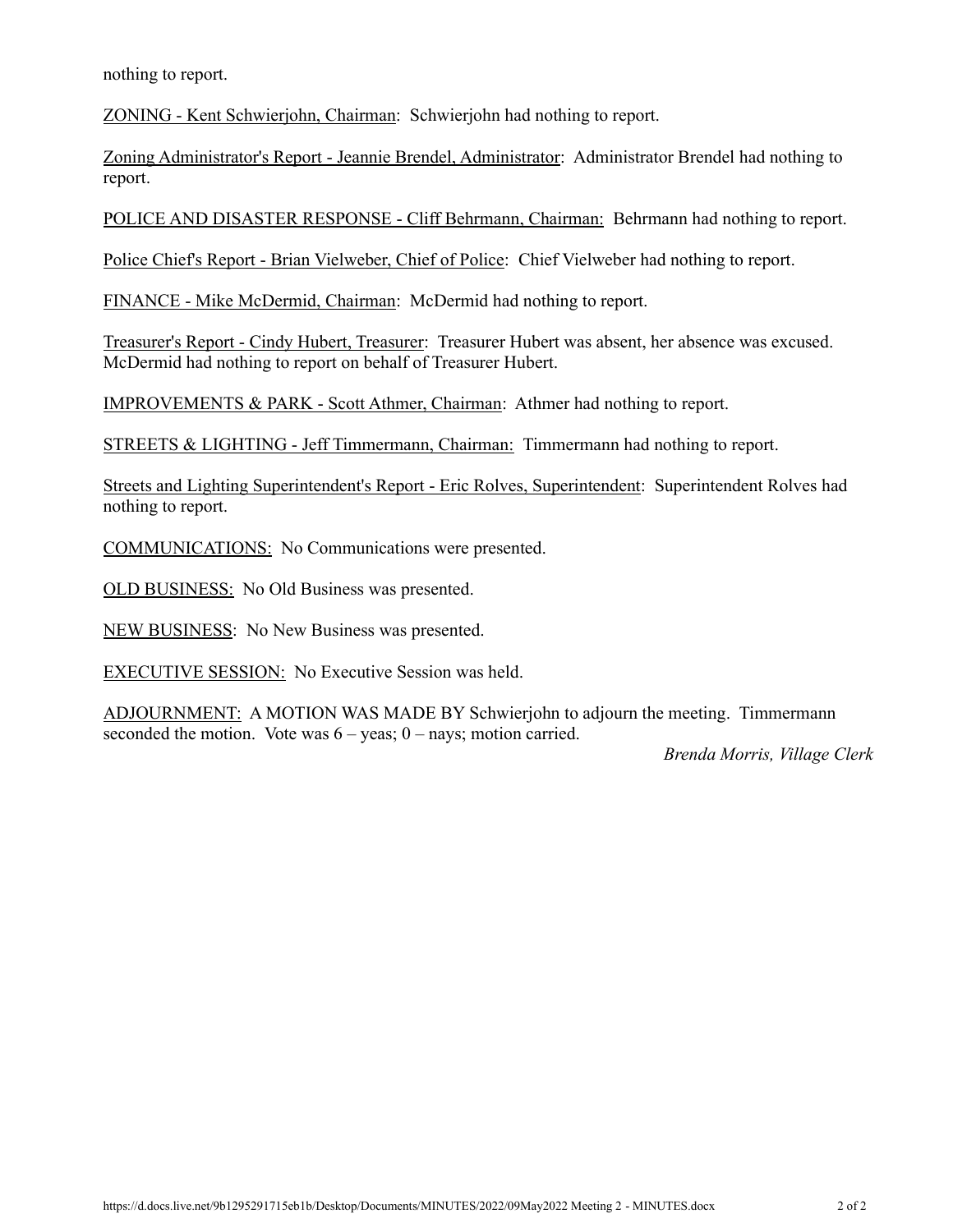nothing to report.

ZONING - Kent Schwierjohn, Chairman: Schwierjohn had nothing to report.

Zoning Administrator's Report - Jeannie Brendel, Administrator: Administrator Brendel had nothing to report.

POLICE AND DISASTER RESPONSE - Cliff Behrmann, Chairman: Behrmann had nothing to report.

Police Chief's Report - Brian Vielweber, Chief of Police: Chief Vielweber had nothing to report.

FINANCE - Mike McDermid, Chairman: McDermid had nothing to report.

Treasurer's Report - Cindy Hubert, Treasurer: Treasurer Hubert was absent, her absence was excused. McDermid had nothing to report on behalf of Treasurer Hubert.

IMPROVEMENTS & PARK - Scott Athmer, Chairman: Athmer had nothing to report.

STREETS & LIGHTING - Jeff Timmermann, Chairman: Timmermann had nothing to report.

Streets and Lighting Superintendent's Report - Eric Rolves, Superintendent: Superintendent Rolves had nothing to report.

COMMUNICATIONS: No Communications were presented.

OLD BUSINESS: No Old Business was presented.

NEW BUSINESS: No New Business was presented.

EXECUTIVE SESSION: No Executive Session was held.

ADJOURNMENT: A MOTION WAS MADE BY Schwierjohn to adjourn the meeting. Timmermann seconded the motion. Vote was 6 – yeas; 0 – nays; motion carried.

*Brenda Morris, Village Clerk*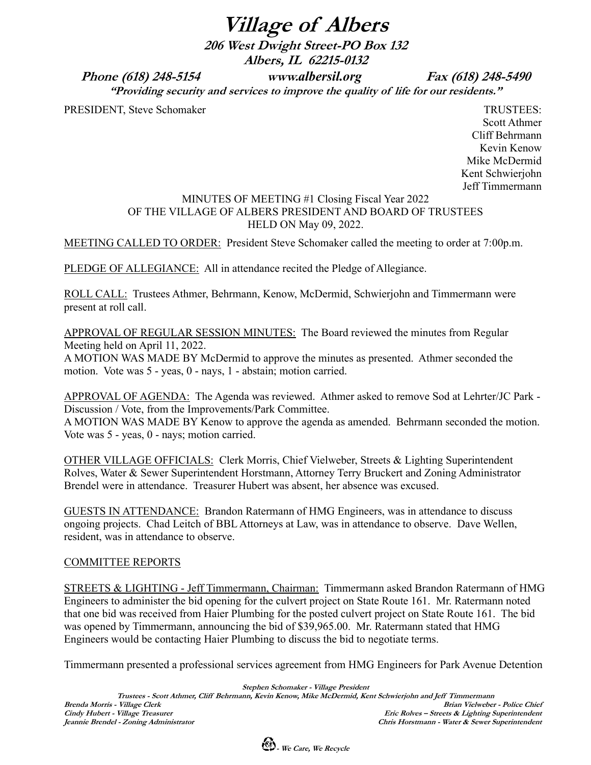# Village of Albers

**206 West Dwight Street-PO Box 132**
**Albers, IL 62215-0132**

**Phone (618) 248-5154 www.albersil.org Fax (618) 248-5490**

***"Providing security and services to improve the quality of life for our residents."***

PRESIDENT, Steve Schomaker

TRUSTEES:
Scott Athmer
Cliff Behrmann
Kevin Kenow
Mike McDermid
Kent Schwierjohn
Jeff Timmermann

MINUTES OF MEETING #1 Closing Fiscal Year 2022
OF THE VILLAGE OF ALBERS PRESIDENT AND BOARD OF TRUSTEES
HELD ON May 09, 2022.

MEETING CALLED TO ORDER: President Steve Schomaker called the meeting to order at 7:00p.m.

PLEDGE OF ALLEGIANCE: All in attendance recited the Pledge of Allegiance.

ROLL CALL: Trustees Athmer, Behrmann, Kenow, McDermid, Schwierjohn and Timmermann were present at roll call.

APPROVAL OF REGULAR SESSION MINUTES: The Board reviewed the minutes from Regular Meeting held on April 11, 2022.
A MOTION WAS MADE BY McDermid to approve the minutes as presented. Athmer seconded the motion. Vote was 5 - yeas, 0 - nays, 1 - abstain; motion carried.

APPROVAL OF AGENDA: The Agenda was reviewed. Athmer asked to remove Sod at Lehrter/JC Park - Discussion / Vote, from the Improvements/Park Committee.
A MOTION WAS MADE BY Kenow to approve the agenda as amended. Behrmann seconded the motion. Vote was 5 - yeas, 0 - nays; motion carried.

OTHER VILLAGE OFFICIALS: Clerk Morris, Chief Vielweber, Streets & Lighting Superintendent Rolves, Water & Sewer Superintendent Horstmann, Attorney Terry Bruckert and Zoning Administrator Brendel were in attendance. Treasurer Hubert was absent, her absence was excused.

GUESTS IN ATTENDANCE: Brandon Ratermann of HMG Engineers, was in attendance to discuss ongoing projects. Chad Leitch of BBL Attorneys at Law, was in attendance to observe. Dave Wellen, resident, was in attendance to observe.

COMMITTEE REPORTS

STREETS & LIGHTING - Jeff Timmermann, Chairman: Timmermann asked Brandon Ratermann of HMG Engineers to administer the bid opening for the culvert project on State Route 161. Mr. Ratermann noted that one bid was received from Haier Plumbing for the posted culvert project on State Route 161. The bid was opened by Timmermann, announcing the bid of $39,965.00. Mr. Ratermann stated that HMG Engineers would be contacting Haier Plumbing to discuss the bid to negotiate terms.

Timmermann presented a professional services agreement from HMG Engineers for Park Avenue Detention

***Stephen Schomaker - Village President***
***Trustees - Scott Athmer, Cliff Behrmann, Kevin Kenow, Mike McDermid, Kent Schwierjohn and Jeff Timmermann***
***Brenda Morris - Village Clerk*** ***Brian Vielweber - Police Chief***
***Cindy Hubert - Village Treasurer*** ***Eric Rolves – Streets & Lighting Superintendent***
***Jeannie Brendel - Zoning Administrator*** ***Chris Horstmann - Water & Sewer Superintendent***

***- We Care, We Recycle***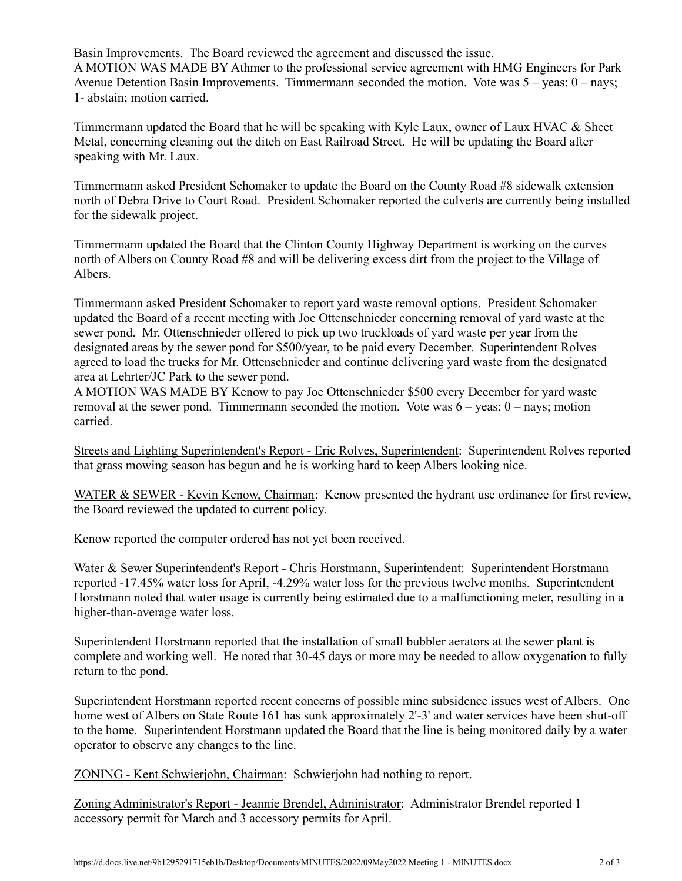Basin Improvements. The Board reviewed the agreement and discussed the issue.
A MOTION WAS MADE BY Athmer to the professional service agreement with HMG Engineers for Park Avenue Detention Basin Improvements. Timmermann seconded the motion. Vote was 5 – yeas; 0 – nays; 1- abstain; motion carried.

Timmermann updated the Board that he will be speaking with Kyle Laux, owner of Laux HVAC & Sheet Metal, concerning cleaning out the ditch on East Railroad Street. He will be updating the Board after speaking with Mr. Laux.

Timmermann asked President Schomaker to update the Board on the County Road #8 sidewalk extension north of Debra Drive to Court Road. President Schomaker reported the culverts are currently being installed for the sidewalk project.

Timmermann updated the Board that the Clinton County Highway Department is working on the curves north of Albers on County Road #8 and will be delivering excess dirt from the project to the Village of Albers.

Timmermann asked President Schomaker to report yard waste removal options. President Schomaker updated the Board of a recent meeting with Joe Ottenschnieder concerning removal of yard waste at the sewer pond. Mr. Ottenschnieder offered to pick up two truckloads of yard waste per year from the designated areas by the sewer pond for $500/year, to be paid every December. Superintendent Rolves agreed to load the trucks for Mr. Ottenschnieder and continue delivering yard waste from the designated area at Lehrter/JC Park to the sewer pond.
A MOTION WAS MADE BY Kenow to pay Joe Ottenschnieder $500 every December for yard waste removal at the sewer pond. Timmermann seconded the motion. Vote was 6 – yeas; 0 – nays; motion carried.

<u>Streets and Lighting Superintendent's Report - Eric Rolves, Superintendent</u>: Superintendent Rolves reported that grass mowing season has begun and he is working hard to keep Albers looking nice.

<u>WATER & SEWER - Kevin Kenow, Chairman</u>: Kenow presented the hydrant use ordinance for first review, the Board reviewed the updated to current policy.

Kenow reported the computer ordered has not yet been received.

<u>Water & Sewer Superintendent's Report - Chris Horstmann, Superintendent:</u> Superintendent Horstmann reported -17.45% water loss for April, -4.29% water loss for the previous twelve months. Superintendent Horstmann noted that water usage is currently being estimated due to a malfunctioning meter, resulting in a higher-than-average water loss.

Superintendent Horstmann reported that the installation of small bubbler aerators at the sewer plant is complete and working well. He noted that 30-45 days or more may be needed to allow oxygenation to fully return to the pond.

Superintendent Horstmann reported recent concerns of possible mine subsidence issues west of Albers. One home west of Albers on State Route 161 has sunk approximately 2'-3' and water services have been shut-off to the home. Superintendent Horstmann updated the Board that the line is being monitored daily by a water operator to observe any changes to the line.

<u>ZONING - Kent Schwierjohn, Chairman</u>: Schwierjohn had nothing to report.

<u>Zoning Administrator's Report - Jeannie Brendel, Administrator</u>: Administrator Brendel reported 1 accessory permit for March and 3 accessory permits for April.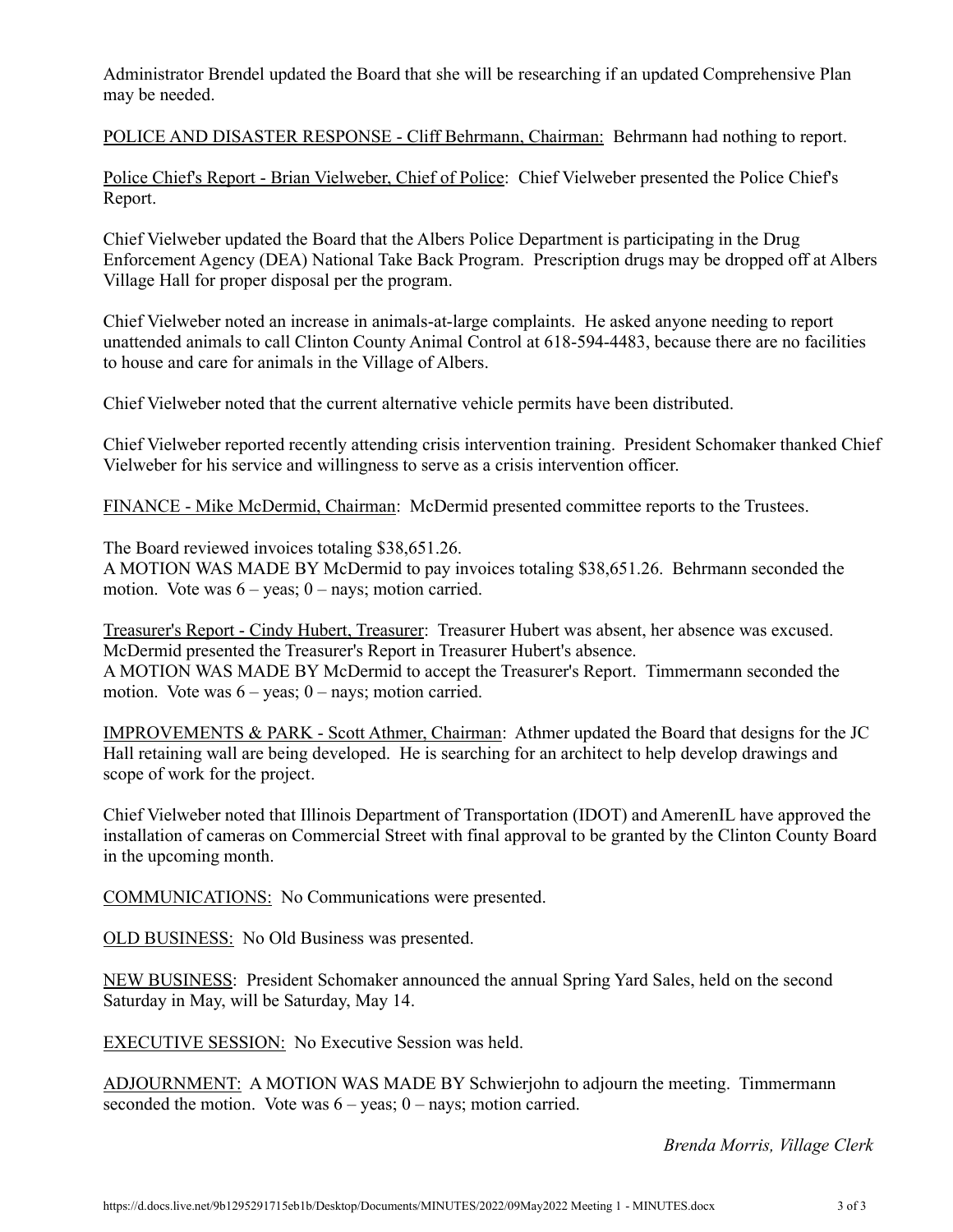Administrator Brendel updated the Board that she will be researching if an updated Comprehensive Plan may be needed.

POLICE AND DISASTER RESPONSE - Cliff Behrmann, Chairman: Behrmann had nothing to report.

Police Chief's Report - Brian Vielweber, Chief of Police: Chief Vielweber presented the Police Chief's Report.

Chief Vielweber updated the Board that the Albers Police Department is participating in the Drug Enforcement Agency (DEA) National Take Back Program. Prescription drugs may be dropped off at Albers Village Hall for proper disposal per the program.

Chief Vielweber noted an increase in animals-at-large complaints. He asked anyone needing to report unattended animals to call Clinton County Animal Control at 618-594-4483, because there are no facilities to house and care for animals in the Village of Albers.

Chief Vielweber noted that the current alternative vehicle permits have been distributed.

Chief Vielweber reported recently attending crisis intervention training. President Schomaker thanked Chief Vielweber for his service and willingness to serve as a crisis intervention officer.

FINANCE - Mike McDermid, Chairman: McDermid presented committee reports to the Trustees.

The Board reviewed invoices totaling $38,651.26.
A MOTION WAS MADE BY McDermid to pay invoices totaling $38,651.26. Behrmann seconded the motion. Vote was 6 – yeas; 0 – nays; motion carried.

Treasurer's Report - Cindy Hubert, Treasurer: Treasurer Hubert was absent, her absence was excused. McDermid presented the Treasurer's Report in Treasurer Hubert's absence.
A MOTION WAS MADE BY McDermid to accept the Treasurer's Report. Timmermann seconded the motion. Vote was 6 – yeas; 0 – nays; motion carried.

IMPROVEMENTS & PARK - Scott Athmer, Chairman: Athmer updated the Board that designs for the JC Hall retaining wall are being developed. He is searching for an architect to help develop drawings and scope of work for the project.

Chief Vielweber noted that Illinois Department of Transportation (IDOT) and AmerenIL have approved the installation of cameras on Commercial Street with final approval to be granted by the Clinton County Board in the upcoming month.

COMMUNICATIONS: No Communications were presented.

OLD BUSINESS: No Old Business was presented.

NEW BUSINESS: President Schomaker announced the annual Spring Yard Sales, held on the second Saturday in May, will be Saturday, May 14.

EXECUTIVE SESSION: No Executive Session was held.

ADJOURNMENT: A MOTION WAS MADE BY Schwierjohn to adjourn the meeting. Timmermann seconded the motion. Vote was 6 – yeas; 0 – nays; motion carried.

*Brenda Morris, Village Clerk*